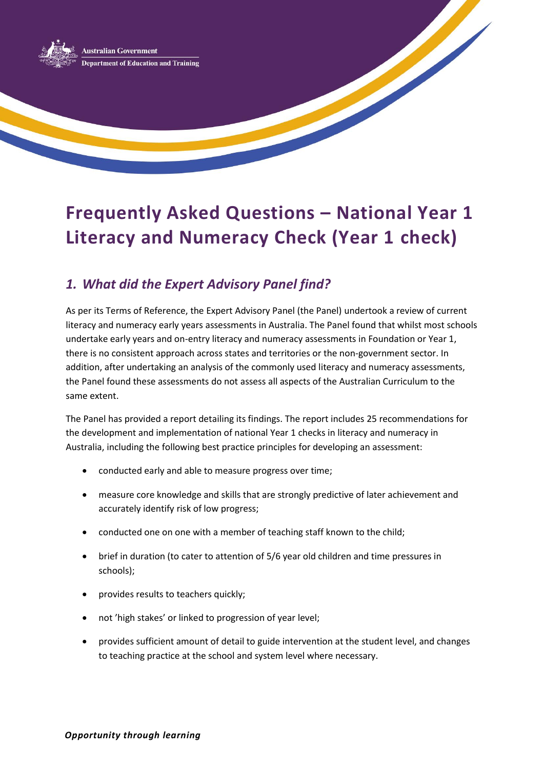Australian Government
Department of Education and Training

# Frequently Asked Questions – National Year 1 Literacy and Numeracy Check (Year 1 check)

## *1. What did the Expert Advisory Panel find?*

As per its Terms of Reference, the Expert Advisory Panel (the Panel) undertook a review of current literacy and numeracy early years assessments in Australia. The Panel found that whilst most schools undertake early years and on-entry literacy and numeracy assessments in Foundation or Year 1, there is no consistent approach across states and territories or the non-government sector. In addition, after undertaking an analysis of the commonly used literacy and numeracy assessments, the Panel found these assessments do not assess all aspects of the Australian Curriculum to the same extent.

The Panel has provided a report detailing its findings. The report includes 25 recommendations for the development and implementation of national Year 1 checks in literacy and numeracy in Australia, including the following best practice principles for developing an assessment:

- conducted early and able to measure progress over time;
- measure core knowledge and skills that are strongly predictive of later achievement and accurately identify risk of low progress;
- conducted one on one with a member of teaching staff known to the child;
- brief in duration (to cater to attention of 5/6 year old children and time pressures in schools);
- provides results to teachers quickly;
- not 'high stakes' or linked to progression of year level;
- provides sufficient amount of detail to guide intervention at the student level, and changes to teaching practice at the school and system level where necessary.

***Opportunity through learning***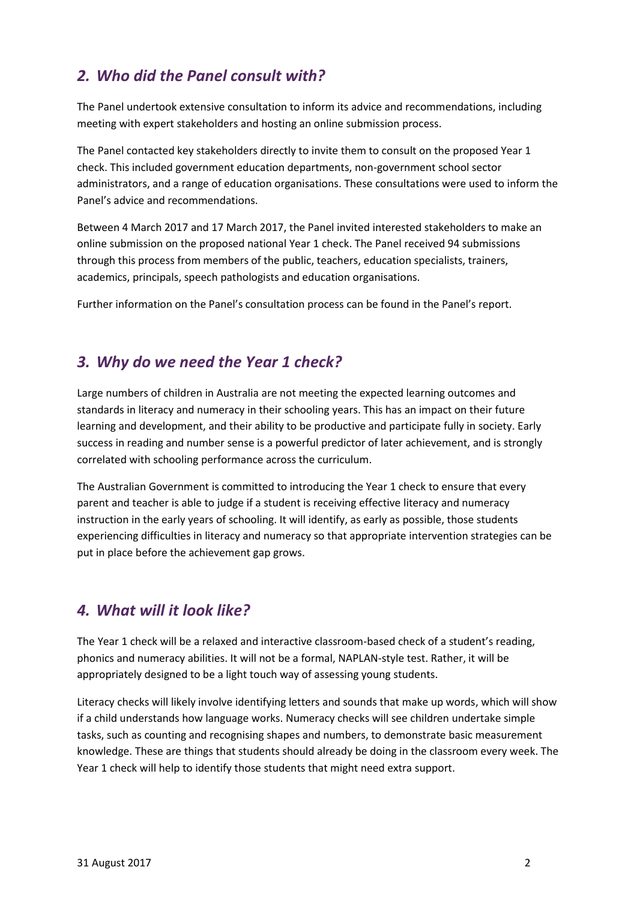## *2. Who did the Panel consult with?*

The Panel undertook extensive consultation to inform its advice and recommendations, including meeting with expert stakeholders and hosting an online submission process.

The Panel contacted key stakeholders directly to invite them to consult on the proposed Year 1 check. This included government education departments, non-government school sector administrators, and a range of education organisations. These consultations were used to inform the Panel's advice and recommendations.

Between 4 March 2017 and 17 March 2017, the Panel invited interested stakeholders to make an online submission on the proposed national Year 1 check. The Panel received 94 submissions through this process from members of the public, teachers, education specialists, trainers, academics, principals, speech pathologists and education organisations.

Further information on the Panel's consultation process can be found in the Panel's report.

## *3. Why do we need the Year 1 check?*

Large numbers of children in Australia are not meeting the expected learning outcomes and standards in literacy and numeracy in their schooling years. This has an impact on their future learning and development, and their ability to be productive and participate fully in society. Early success in reading and number sense is a powerful predictor of later achievement, and is strongly correlated with schooling performance across the curriculum.

The Australian Government is committed to introducing the Year 1 check to ensure that every parent and teacher is able to judge if a student is receiving effective literacy and numeracy instruction in the early years of schooling. It will identify, as early as possible, those students experiencing difficulties in literacy and numeracy so that appropriate intervention strategies can be put in place before the achievement gap grows.

## *4. What will it look like?*

The Year 1 check will be a relaxed and interactive classroom-based check of a student's reading, phonics and numeracy abilities. It will not be a formal, NAPLAN-style test. Rather, it will be appropriately designed to be a light touch way of assessing young students.

Literacy checks will likely involve identifying letters and sounds that make up words, which will show if a child understands how language works. Numeracy checks will see children undertake simple tasks, such as counting and recognising shapes and numbers, to demonstrate basic measurement knowledge. These are things that students should already be doing in the classroom every week. The Year 1 check will help to identify those students that might need extra support.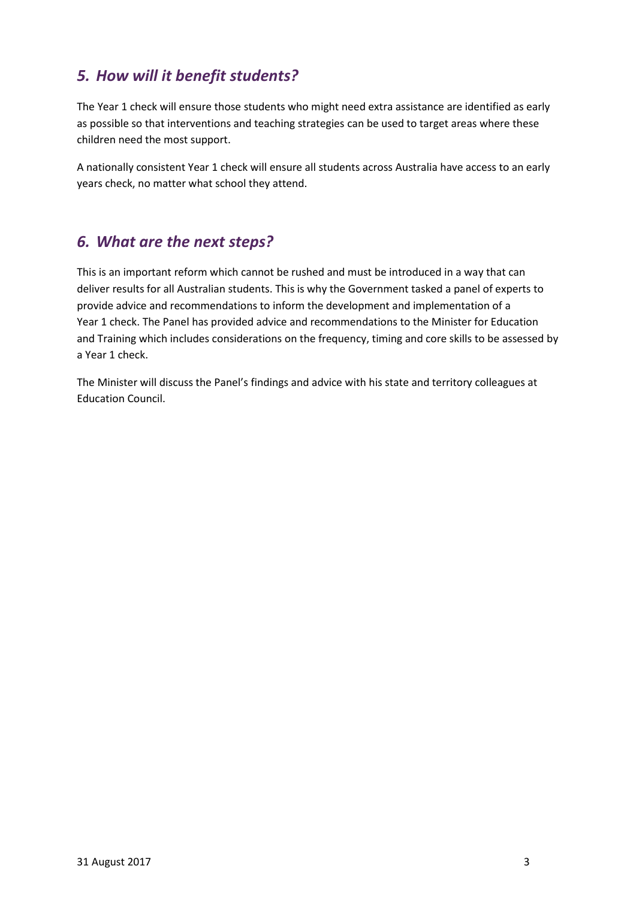## *5. How will it benefit students?*

The Year 1 check will ensure those students who might need extra assistance are identified as early as possible so that interventions and teaching strategies can be used to target areas where these children need the most support.

A nationally consistent Year 1 check will ensure all students across Australia have access to an early years check, no matter what school they attend.

## *6. What are the next steps?*

This is an important reform which cannot be rushed and must be introduced in a way that can deliver results for all Australian students. This is why the Government tasked a panel of experts to provide advice and recommendations to inform the development and implementation of a Year 1 check. The Panel has provided advice and recommendations to the Minister for Education and Training which includes considerations on the frequency, timing and core skills to be assessed by a Year 1 check.

The Minister will discuss the Panel's findings and advice with his state and territory colleagues at Education Council.